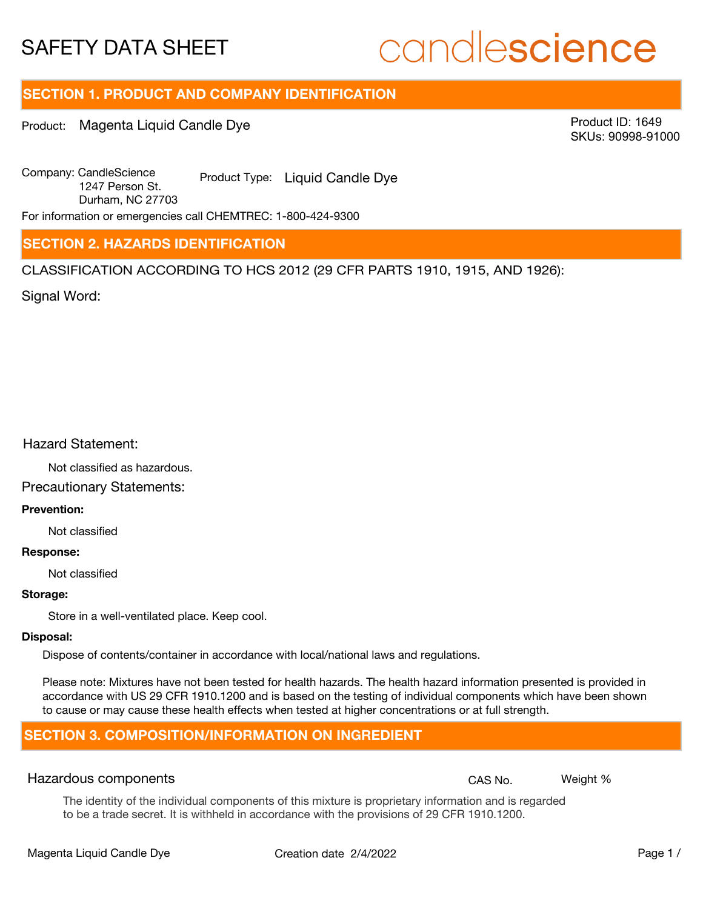# SAFETY DATA SHEET

candlescience

## SECTION 1. PRODUCT AND COMPANY IDENTIFICATION

Product: Magenta Liquid Candle Dye

Product ID: 1649
SKUs: 90998-91000

Company: CandleScience
1247 Person St.
Durham, NC 27703

Product Type: Liquid Candle Dye

For information or emergencies call CHEMTREC: 1-800-424-9300

## SECTION 2. HAZARDS IDENTIFICATION

CLASSIFICATION ACCORDING TO HCS 2012 (29 CFR PARTS 1910, 1915, AND 1926):

Signal Word:

Hazard Statement:

Not classified as hazardous.

Precautionary Statements:

**Prevention:**

Not classified

**Response:**

Not classified

**Storage:**

Store in a well-ventilated place. Keep cool.

**Disposal:**

Dispose of contents/container in accordance with local/national laws and regulations.

Please note: Mixtures have not been tested for health hazards. The health hazard information presented is provided in accordance with US 29 CFR 1910.1200 and is based on the testing of individual components which have been shown to cause or may cause these health effects when tested at higher concentrations or at full strength.

## SECTION 3. COMPOSITION/INFORMATION ON INGREDIENT

| Hazardous components | CAS No. | Weight % |
|---|---|---|

The identity of the individual components of this mixture is proprietary information and is regarded to be a trade secret. It is withheld in accordance with the provisions of 29 CFR 1910.1200.

Magenta Liquid Candle Dye — Creation date 2/4/2022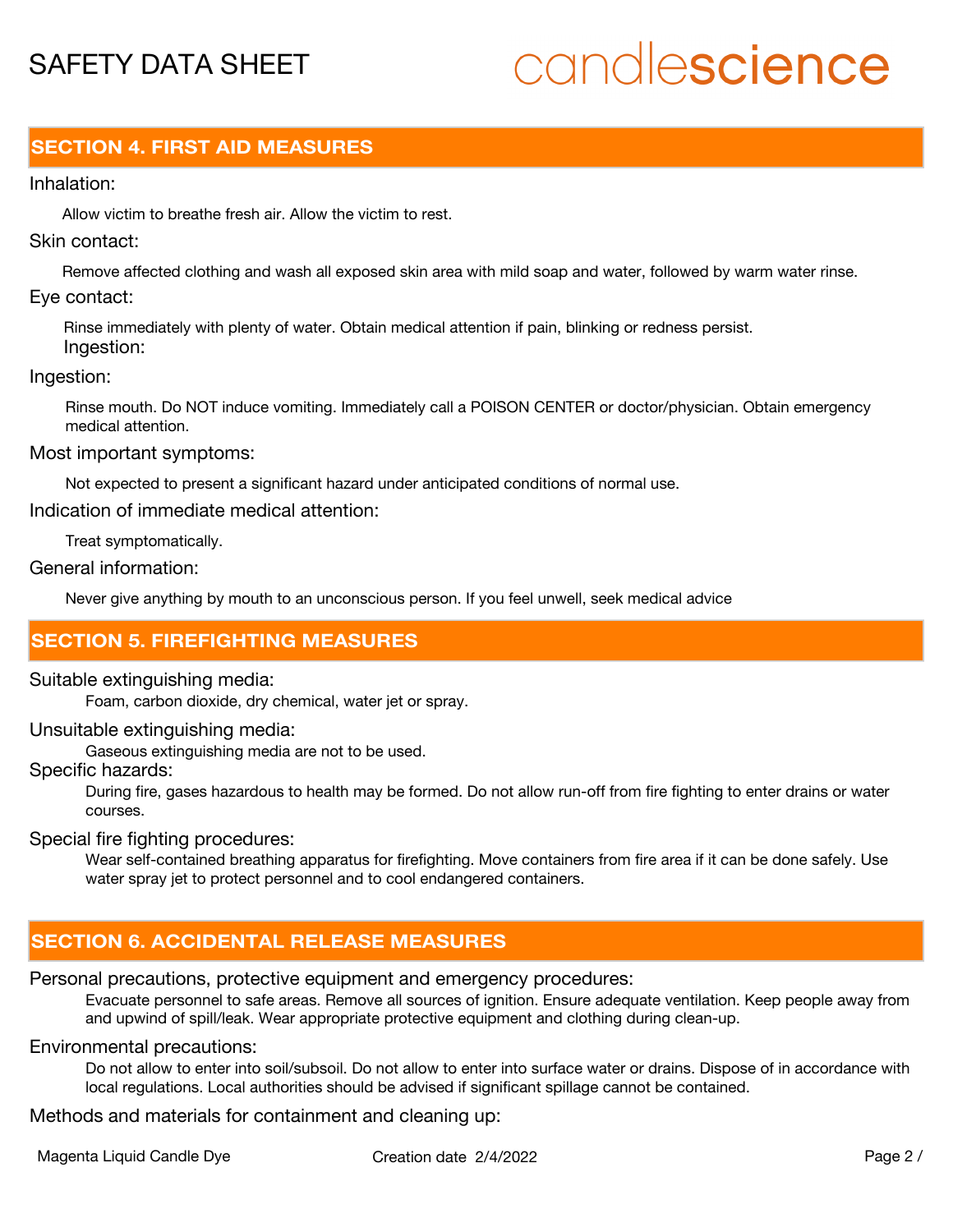## SECTION 4. FIRST AID MEASURES

Inhalation:

Allow victim to breathe fresh air. Allow the victim to rest.

Skin contact:

Remove affected clothing and wash all exposed skin area with mild soap and water, followed by warm water rinse.

Eye contact:

Rinse immediately with plenty of water. Obtain medical attention if pain, blinking or redness persist.
Ingestion:

Ingestion:

Rinse mouth. Do NOT induce vomiting. Immediately call a POISON CENTER or doctor/physician. Obtain emergency medical attention.

Most important symptoms:

Not expected to present a significant hazard under anticipated conditions of normal use.

Indication of immediate medical attention:

Treat symptomatically.

General information:

Never give anything by mouth to an unconscious person. If you feel unwell, seek medical advice

## SECTION 5. FIREFIGHTING MEASURES

Suitable extinguishing media:

Foam, carbon dioxide, dry chemical, water jet or spray.

Unsuitable extinguishing media:

Gaseous extinguishing media are not to be used.

Specific hazards:

During fire, gases hazardous to health may be formed. Do not allow run-off from fire fighting to enter drains or water courses.

Special fire fighting procedures:

Wear self-contained breathing apparatus for firefighting. Move containers from fire area if it can be done safely. Use water spray jet to protect personnel and to cool endangered containers.

## SECTION 6. ACCIDENTAL RELEASE MEASURES

Personal precautions, protective equipment and emergency procedures:

Evacuate personnel to safe areas. Remove all sources of ignition. Ensure adequate ventilation. Keep people away from and upwind of spill/leak. Wear appropriate protective equipment and clothing during clean-up.

Environmental precautions:

Do not allow to enter into soil/subsoil. Do not allow to enter into surface water or drains. Dispose of in accordance with local regulations. Local authorities should be advised if significant spillage cannot be contained.

Methods and materials for containment and cleaning up: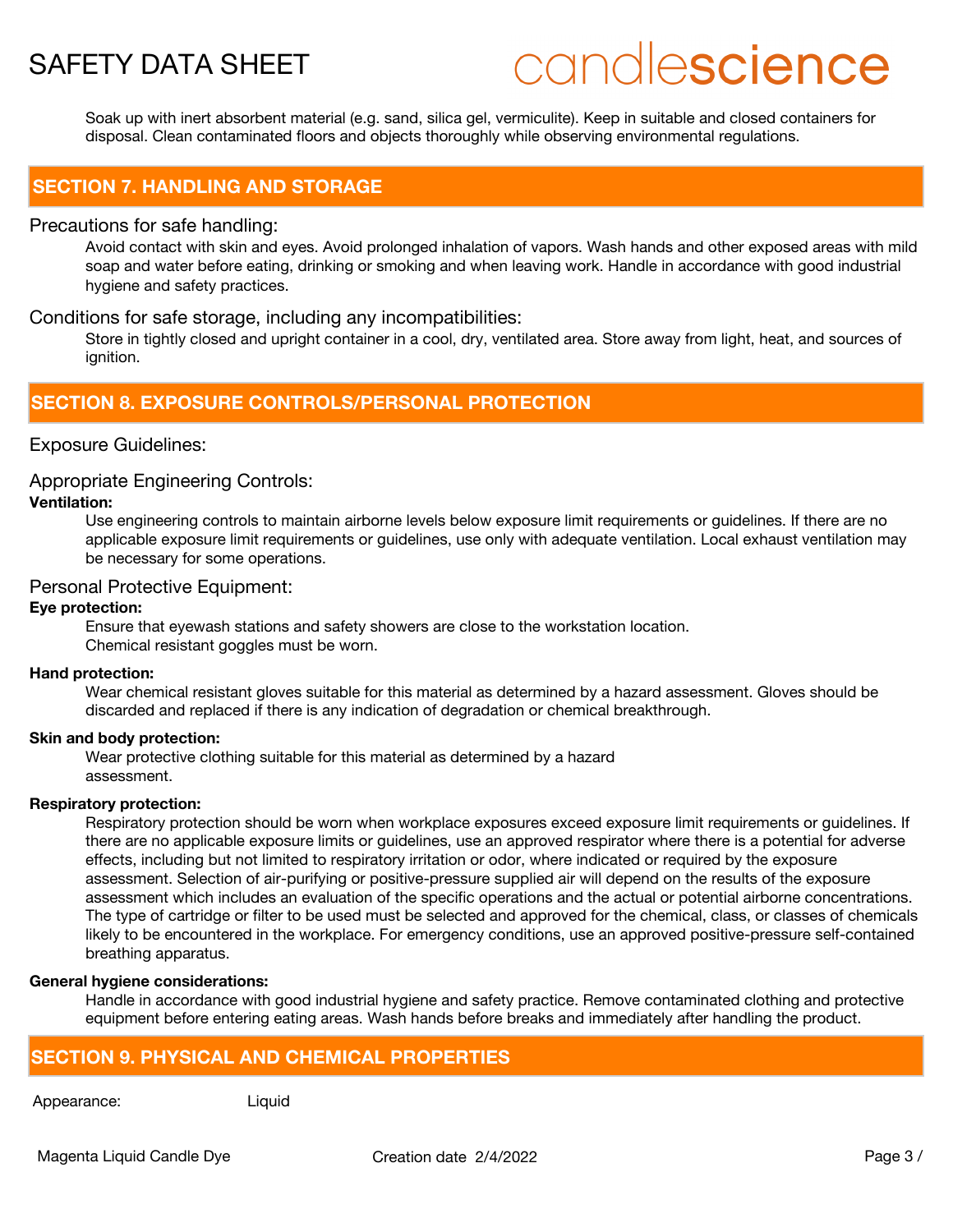Soak up with inert absorbent material (e.g. sand, silica gel, vermiculite). Keep in suitable and closed containers for disposal. Clean contaminated floors and objects thoroughly while observing environmental regulations.

## SECTION 7. HANDLING AND STORAGE

### Precautions for safe handling:

Avoid contact with skin and eyes. Avoid prolonged inhalation of vapors. Wash hands and other exposed areas with mild soap and water before eating, drinking or smoking and when leaving work. Handle in accordance with good industrial hygiene and safety practices.

### Conditions for safe storage, including any incompatibilities:

Store in tightly closed and upright container in a cool, dry, ventilated area. Store away from light, heat, and sources of ignition.

## SECTION 8. EXPOSURE CONTROLS/PERSONAL PROTECTION

### Exposure Guidelines:

### Appropriate Engineering Controls:

**Ventilation:**

Use engineering controls to maintain airborne levels below exposure limit requirements or guidelines. If there are no applicable exposure limit requirements or guidelines, use only with adequate ventilation. Local exhaust ventilation may be necessary for some operations.

### Personal Protective Equipment:

**Eye protection:**

Ensure that eyewash stations and safety showers are close to the workstation location.
Chemical resistant goggles must be worn.

**Hand protection:**

Wear chemical resistant gloves suitable for this material as determined by a hazard assessment. Gloves should be discarded and replaced if there is any indication of degradation or chemical breakthrough.

**Skin and body protection:**

Wear protective clothing suitable for this material as determined by a hazard assessment.

**Respiratory protection:**

Respiratory protection should be worn when workplace exposures exceed exposure limit requirements or guidelines. If there are no applicable exposure limits or guidelines, use an approved respirator where there is a potential for adverse effects, including but not limited to respiratory irritation or odor, where indicated or required by the exposure assessment. Selection of air-purifying or positive-pressure supplied air will depend on the results of the exposure assessment which includes an evaluation of the specific operations and the actual or potential airborne concentrations. The type of cartridge or filter to be used must be selected and approved for the chemical, class, or classes of chemicals likely to be encountered in the workplace. For emergency conditions, use an approved positive-pressure self-contained breathing apparatus.

**General hygiene considerations:**

Handle in accordance with good industrial hygiene and safety practice. Remove contaminated clothing and protective equipment before entering eating areas. Wash hands before breaks and immediately after handling the product.

## SECTION 9. PHYSICAL AND CHEMICAL PROPERTIES

| Appearance: | Liquid |
|---|---|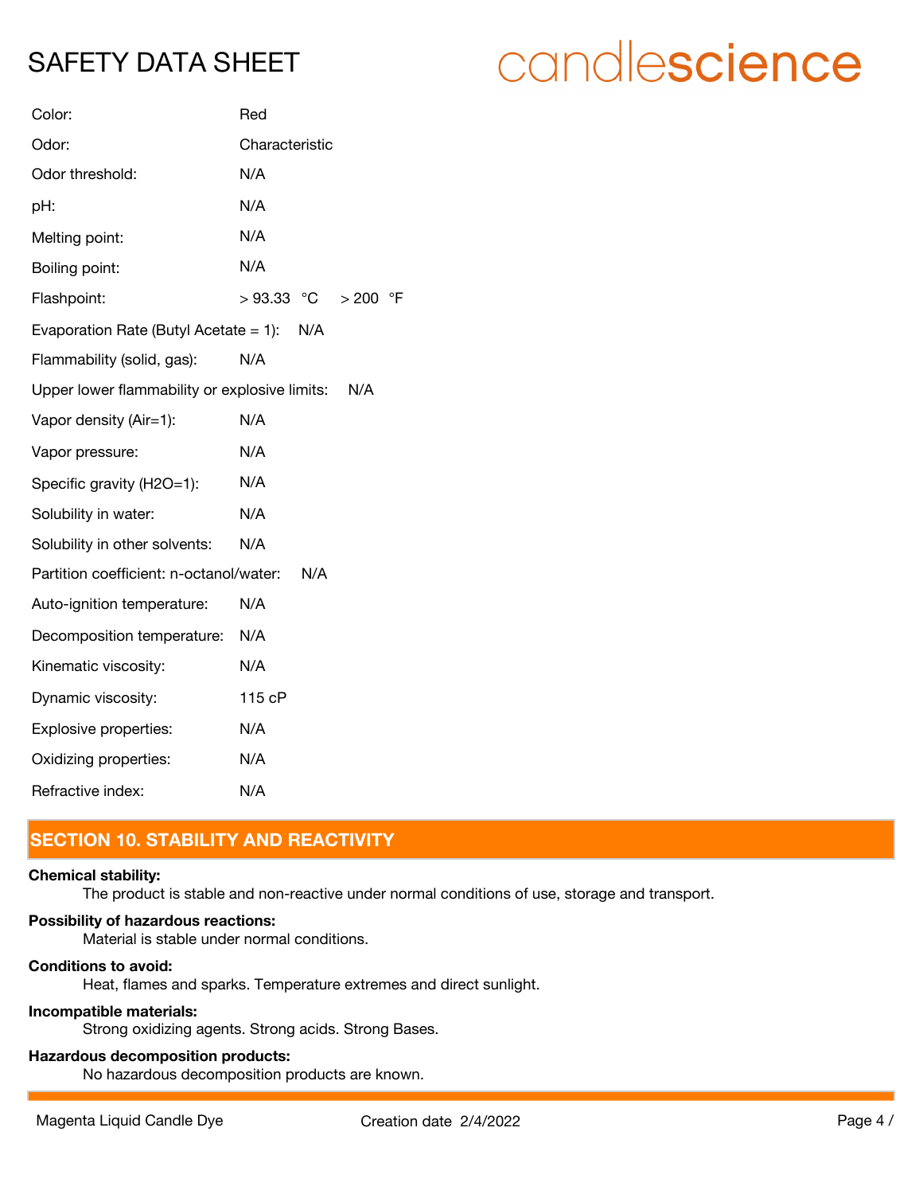| | |
|---|---|
| Color: | Red |
| Odor: | Characteristic |
| Odor threshold: | N/A |
| pH: | N/A |
| Melting point: | N/A |
| Boiling point: | N/A |
| Flashpoint: | > 93.33 °C > 200 °F |
| Evaporation Rate (Butyl Acetate = 1): | N/A |
| Flammability (solid, gas): | N/A |
| Upper lower flammability or explosive limits: | N/A |
| Vapor density (Air=1): | N/A |
| Vapor pressure: | N/A |
| Specific gravity ($H_2O$=1): | N/A |
| Solubility in water: | N/A |
| Solubility in other solvents: | N/A |
| Partition coefficient: n-octanol/water: | N/A |
| Auto-ignition temperature: | N/A |
| Decomposition temperature: | N/A |
| Kinematic viscosity: | N/A |
| Dynamic viscosity: | 115 cP |
| Explosive properties: | N/A |
| Oxidizing properties: | N/A |
| Refractive index: | N/A |

## SECTION 10. STABILITY AND REACTIVITY

**Chemical stability:**

The product is stable and non-reactive under normal conditions of use, storage and transport.

**Possibility of hazardous reactions:**

Material is stable under normal conditions.

**Conditions to avoid:**

Heat, flames and sparks. Temperature extremes and direct sunlight.

**Incompatible materials:**

Strong oxidizing agents. Strong acids. Strong Bases.

**Hazardous decomposition products:**

No hazardous decomposition products are known.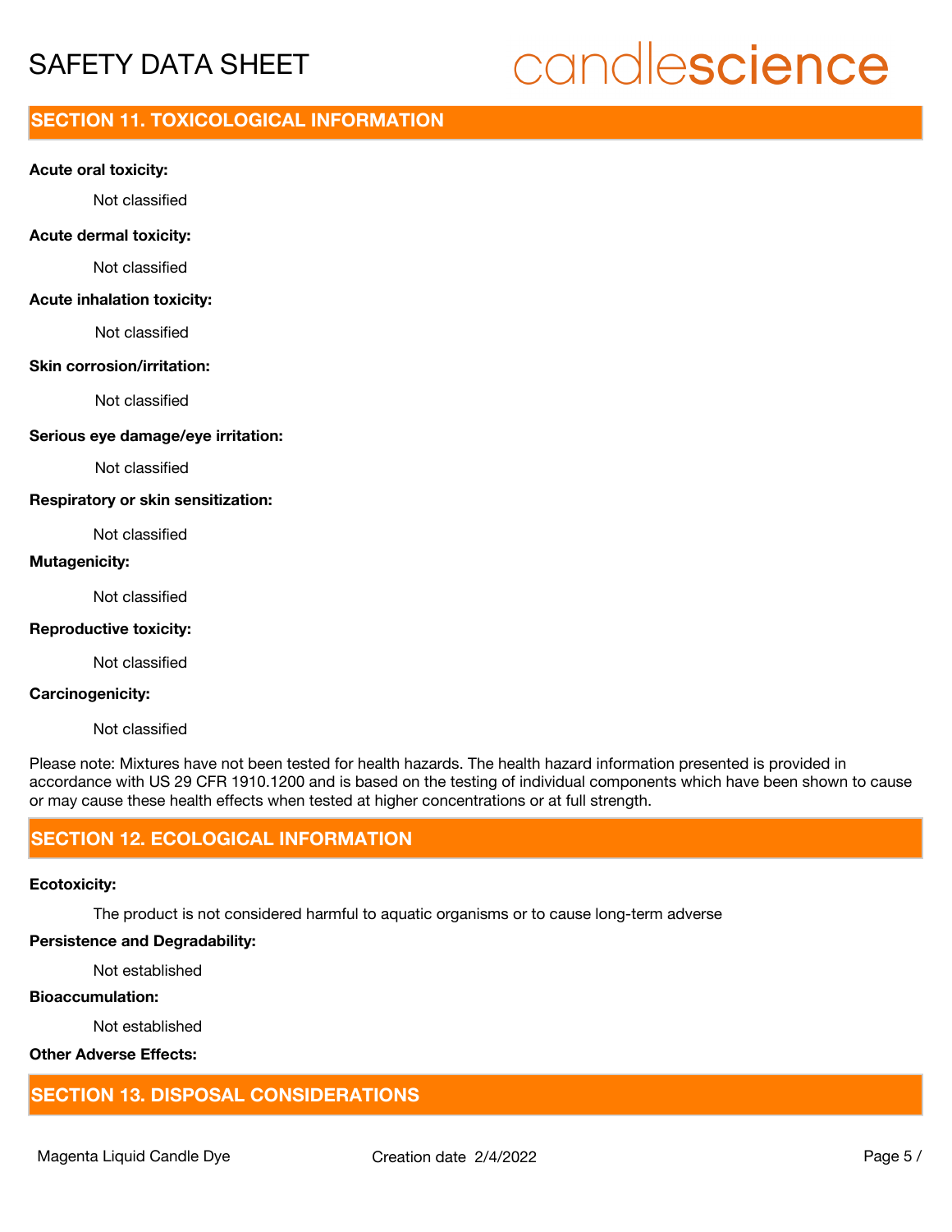## SECTION 11. TOXICOLOGICAL INFORMATION

**Acute oral toxicity:**

Not classified

**Acute dermal toxicity:**

Not classified

**Acute inhalation toxicity:**

Not classified

**Skin corrosion/irritation:**

Not classified

**Serious eye damage/eye irritation:**

Not classified

**Respiratory or skin sensitization:**

Not classified

**Mutagenicity:**

Not classified

**Reproductive toxicity:**

Not classified

**Carcinogenicity:**

Not classified

Please note: Mixtures have not been tested for health hazards. The health hazard information presented is provided in accordance with US 29 CFR 1910.1200 and is based on the testing of individual components which have been shown to cause or may cause these health effects when tested at higher concentrations or at full strength.

## SECTION 12. ECOLOGICAL INFORMATION

**Ecotoxicity:**

The product is not considered harmful to aquatic organisms or to cause long-term adverse

**Persistence and Degradability:**

Not established

**Bioaccumulation:**

Not established

**Other Adverse Effects:**

## SECTION 13. DISPOSAL CONSIDERATIONS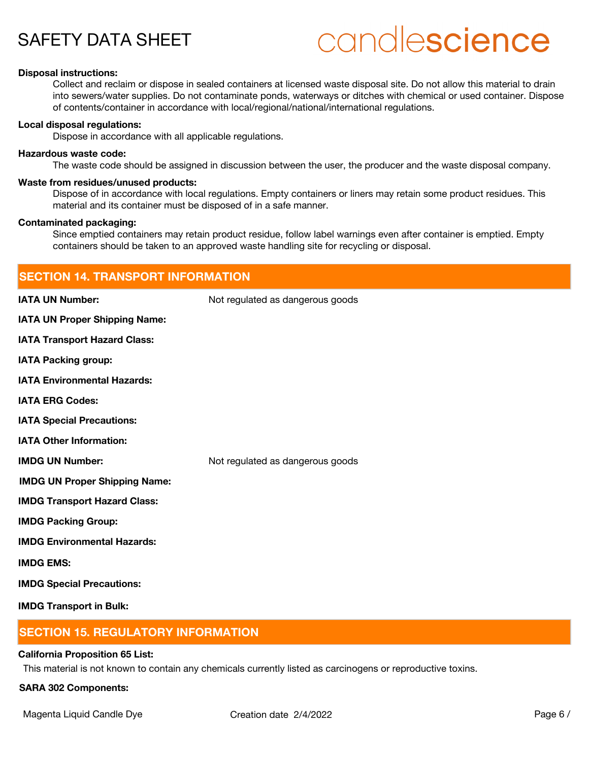**Disposal instructions:**

Collect and reclaim or dispose in sealed containers at licensed waste disposal site. Do not allow this material to drain into sewers/water supplies. Do not contaminate ponds, waterways or ditches with chemical or used container. Dispose of contents/container in accordance with local/regional/national/international regulations.

**Local disposal regulations:**

Dispose in accordance with all applicable regulations.

**Hazardous waste code:**

The waste code should be assigned in discussion between the user, the producer and the waste disposal company.

**Waste from residues/unused products:**

Dispose of in accordance with local regulations. Empty containers or liners may retain some product residues. This material and its container must be disposed of in a safe manner.

**Contaminated packaging:**

Since emptied containers may retain product residue, follow label warnings even after container is emptied. Empty containers should be taken to an approved waste handling site for recycling or disposal.

## SECTION 14. TRANSPORT INFORMATION

**IATA UN Number:** Not regulated as dangerous goods

**IATA UN Proper Shipping Name:**

**IATA Transport Hazard Class:**

**IATA Packing group:**

**IATA Environmental Hazards:**

**IATA ERG Codes:**

**IATA Special Precautions:**

**IATA Other Information:**

**IMDG UN Number:** Not regulated as dangerous goods

**IMDG UN Proper Shipping Name:**

**IMDG Transport Hazard Class:**

**IMDG Packing Group:**

**IMDG Environmental Hazards:**

**IMDG EMS:**

**IMDG Special Precautions:**

**IMDG Transport in Bulk:**

## SECTION 15. REGULATORY INFORMATION

**California Proposition 65 List:**

This material is not known to contain any chemicals currently listed as carcinogens or reproductive toxins.

**SARA 302 Components:**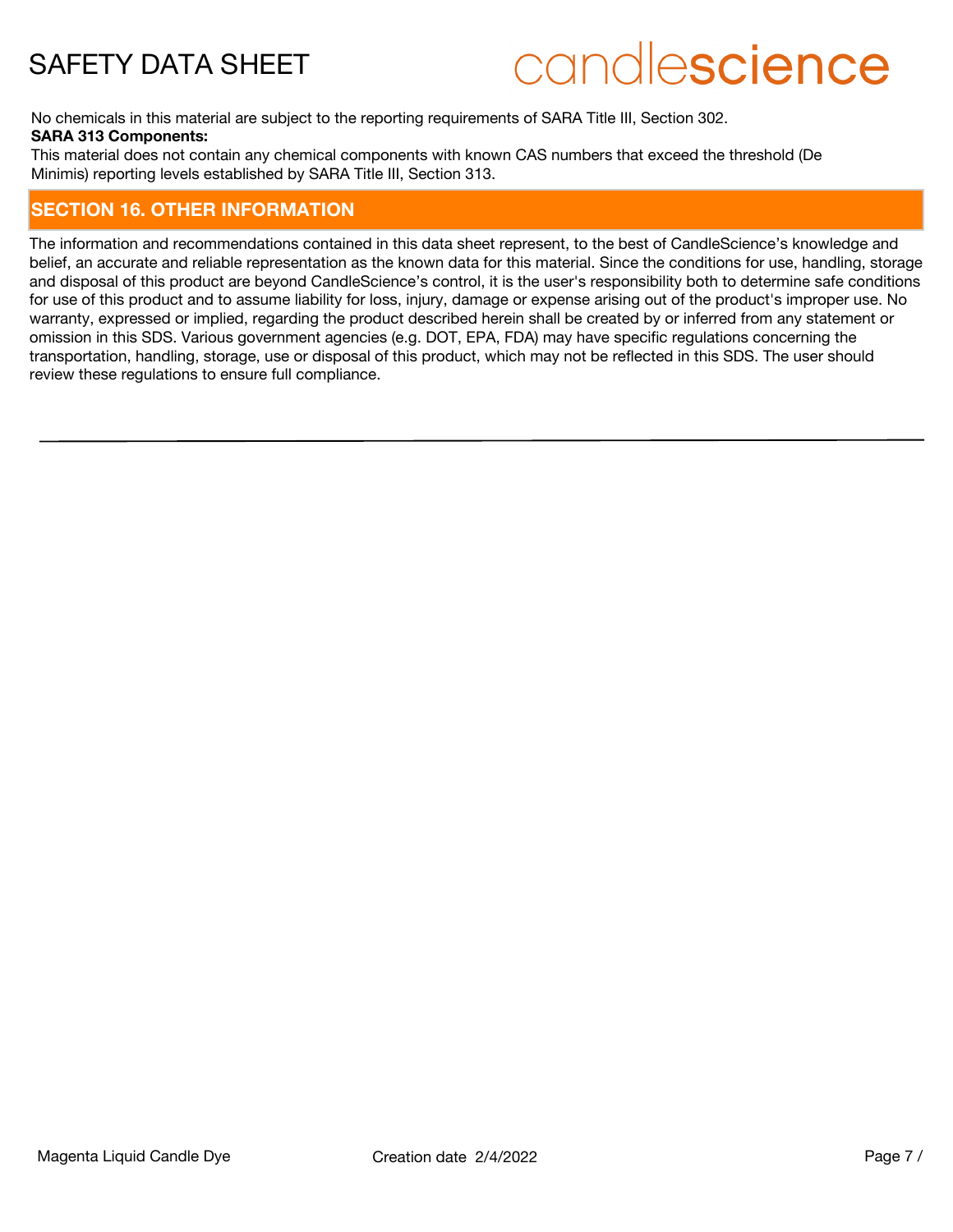No chemicals in this material are subject to the reporting requirements of SARA Title III, Section 302.

**SARA 313 Components:**

This material does not contain any chemical components with known CAS numbers that exceed the threshold (De Minimis) reporting levels established by SARA Title III, Section 313.

## SECTION 16. OTHER INFORMATION

The information and recommendations contained in this data sheet represent, to the best of CandleScience's knowledge and belief, an accurate and reliable representation as the known data for this material. Since the conditions for use, handling, storage and disposal of this product are beyond CandleScience's control, it is the user's responsibility both to determine safe conditions for use of this product and to assume liability for loss, injury, damage or expense arising out of the product's improper use. No warranty, expressed or implied, regarding the product described herein shall be created by or inferred from any statement or omission in this SDS. Various government agencies (e.g. DOT, EPA, FDA) may have specific regulations concerning the transportation, handling, storage, use or disposal of this product, which may not be reflected in this SDS. The user should review these regulations to ensure full compliance.

---